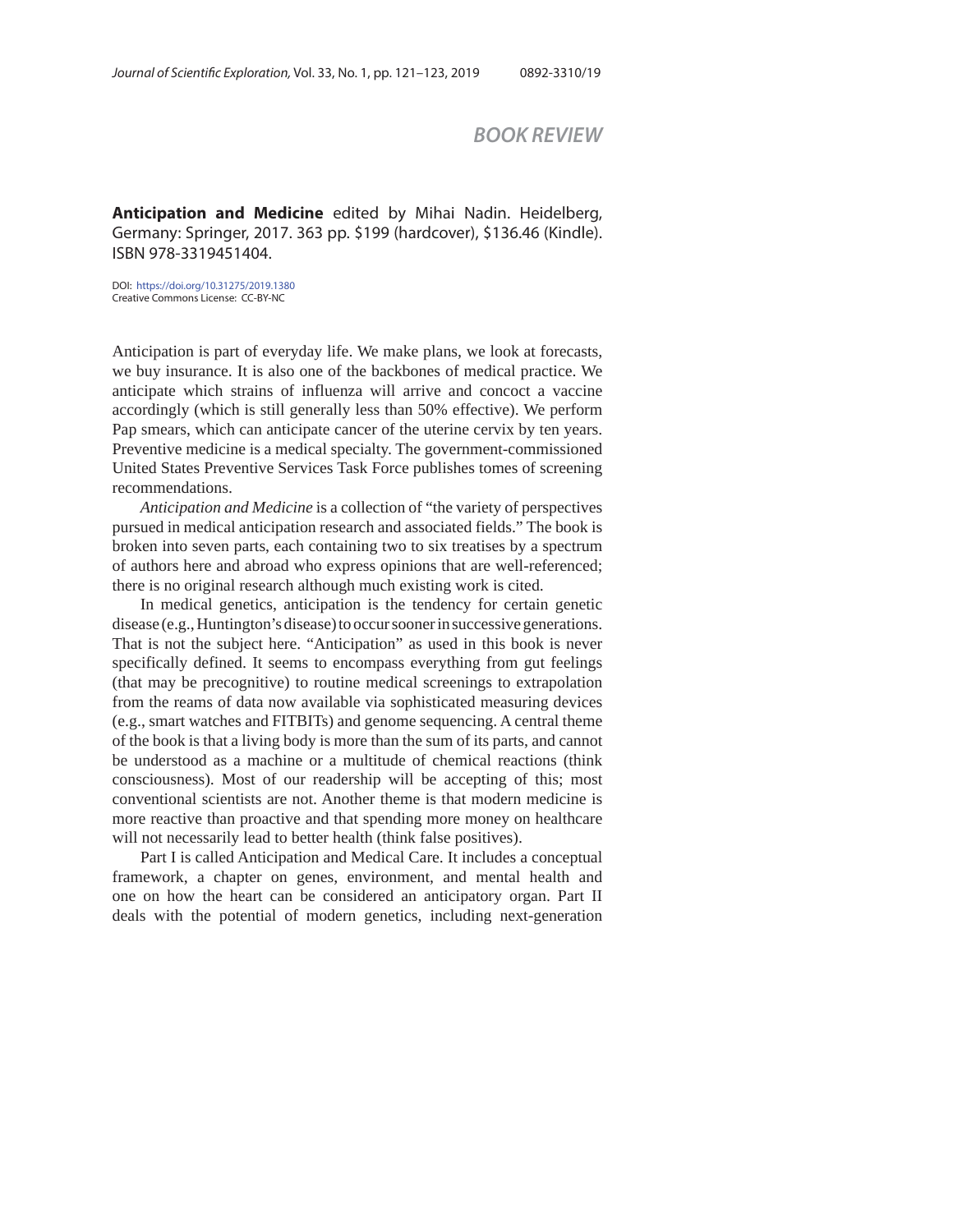# BOOK REVIEW

**Anticipation and Medicine** edited by Mihai Nadin. Heidelberg, Germany: Springer, 2017. 363 pp. $199 (hardcover), $136.46 (Kindle). ISBN 978-3319451404.

DOI: https://doi.org/10.31275/2019.1380
Creative Commons License: CC-BY-NC

Anticipation is part of everyday life. We make plans, we look at forecasts, we buy insurance. It is also one of the backbones of medical practice. We anticipate which strains of influenza will arrive and concoct a vaccine accordingly (which is still generally less than 50% effective). We perform Pap smears, which can anticipate cancer of the uterine cervix by ten years. Preventive medicine is a medical specialty. The government-commissioned United States Preventive Services Task Force publishes tomes of screening recommendations.

*Anticipation and Medicine* is a collection of "the variety of perspectives pursued in medical anticipation research and associated fields." The book is broken into seven parts, each containing two to six treatises by a spectrum of authors here and abroad who express opinions that are well-referenced; there is no original research although much existing work is cited.

In medical genetics, anticipation is the tendency for certain genetic disease (e.g., Huntington's disease) to occur sooner in successive generations. That is not the subject here. "Anticipation" as used in this book is never specifically defined. It seems to encompass everything from gut feelings (that may be precognitive) to routine medical screenings to extrapolation from the reams of data now available via sophisticated measuring devices (e.g., smart watches and FITBITs) and genome sequencing. A central theme of the book is that a living body is more than the sum of its parts, and cannot be understood as a machine or a multitude of chemical reactions (think consciousness). Most of our readership will be accepting of this; most conventional scientists are not. Another theme is that modern medicine is more reactive than proactive and that spending more money on healthcare will not necessarily lead to better health (think false positives).

Part I is called Anticipation and Medical Care. It includes a conceptual framework, a chapter on genes, environment, and mental health and one on how the heart can be considered an anticipatory organ. Part II deals with the potential of modern genetics, including next-generation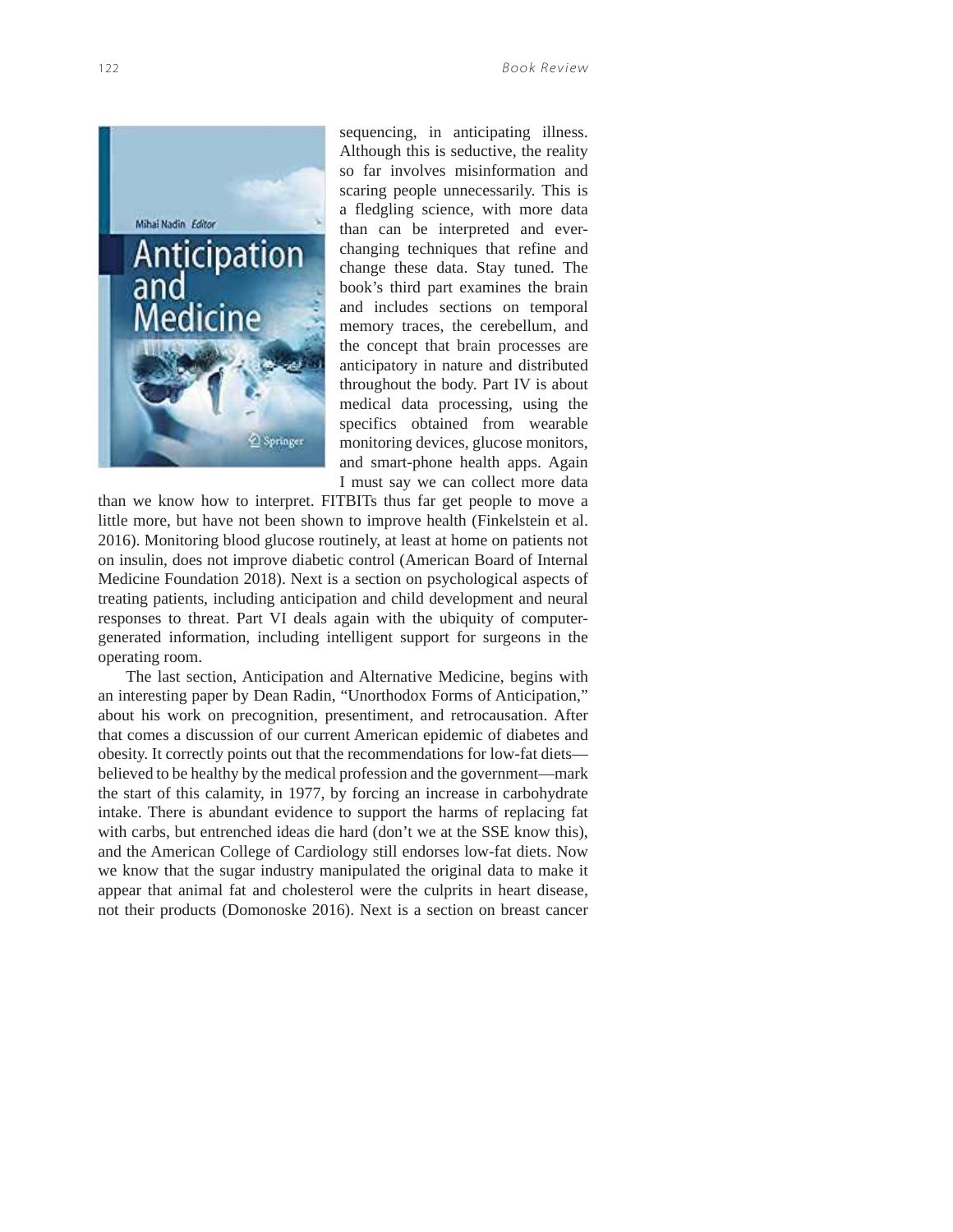sequencing, in anticipating illness. Although this is seductive, the reality so far involves misinformation and scaring people unnecessarily. This is a fledgling science, with more data than can be interpreted and ever-changing techniques that refine and change these data. Stay tuned. The book's third part examines the brain and includes sections on temporal memory traces, the cerebellum, and the concept that brain processes are anticipatory in nature and distributed throughout the body. Part IV is about medical data processing, using the specifics obtained from wearable monitoring devices, glucose monitors, and smart-phone health apps. Again I must say we can collect more data than we know how to interpret. FITBITs thus far get people to move a little more, but have not been shown to improve health (Finkelstein et al. 2016). Monitoring blood glucose routinely, at least at home on patients not on insulin, does not improve diabetic control (American Board of Internal Medicine Foundation 2018). Next is a section on psychological aspects of treating patients, including anticipation and child development and neural responses to threat. Part VI deals again with the ubiquity of computer-generated information, including intelligent support for surgeons in the operating room.

The last section, Anticipation and Alternative Medicine, begins with an interesting paper by Dean Radin, "Unorthodox Forms of Anticipation," about his work on precognition, presentiment, and retrocausation. After that comes a discussion of our current American epidemic of diabetes and obesity. It correctly points out that the recommendations for low-fat diets—believed to be healthy by the medical profession and the government—mark the start of this calamity, in 1977, by forcing an increase in carbohydrate intake. There is abundant evidence to support the harms of replacing fat with carbs, but entrenched ideas die hard (don't we at the SSE know this), and the American College of Cardiology still endorses low-fat diets. Now we know that the sugar industry manipulated the original data to make it appear that animal fat and cholesterol were the culprits in heart disease, not their products (Domonoske 2016). Next is a section on breast cancer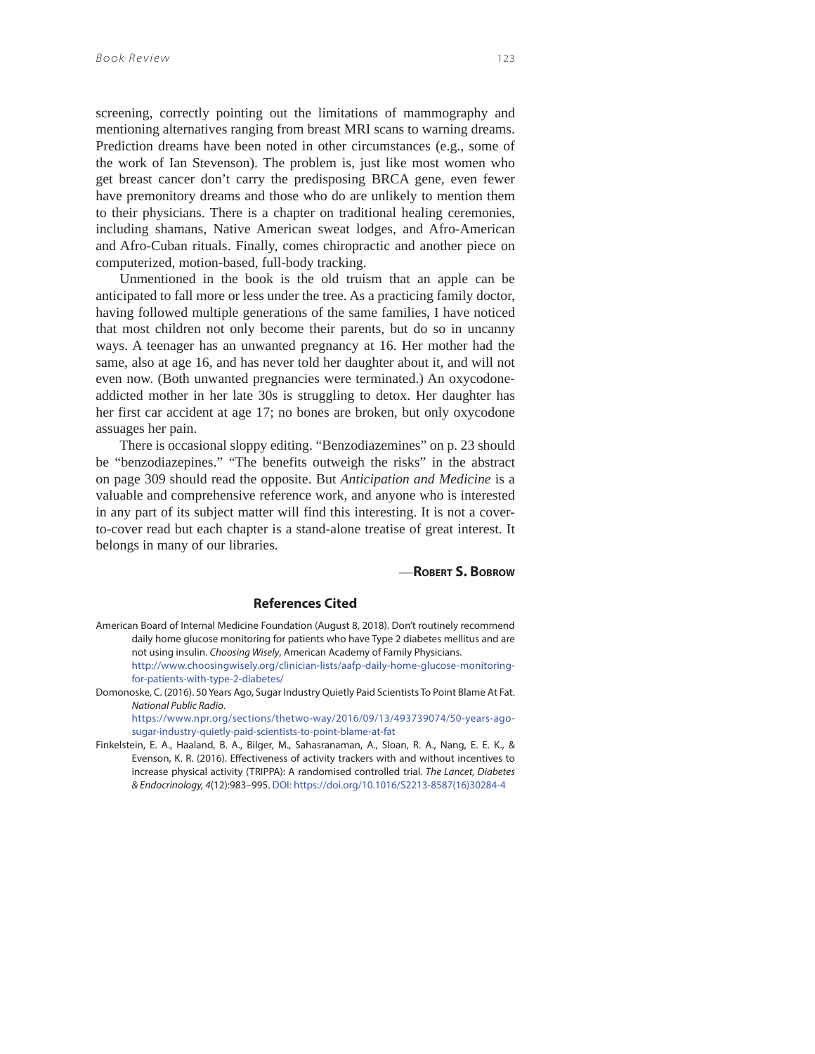screening, correctly pointing out the limitations of mammography and mentioning alternatives ranging from breast MRI scans to warning dreams. Prediction dreams have been noted in other circumstances (e.g., some of the work of Ian Stevenson). The problem is, just like most women who get breast cancer don't carry the predisposing BRCA gene, even fewer have premonitory dreams and those who do are unlikely to mention them to their physicians. There is a chapter on traditional healing ceremonies, including shamans, Native American sweat lodges, and Afro-American and Afro-Cuban rituals. Finally, comes chiropractic and another piece on computerized, motion-based, full-body tracking.

Unmentioned in the book is the old truism that an apple can be anticipated to fall more or less under the tree. As a practicing family doctor, having followed multiple generations of the same families, I have noticed that most children not only become their parents, but do so in uncanny ways. A teenager has an unwanted pregnancy at 16. Her mother had the same, also at age 16, and has never told her daughter about it, and will not even now. (Both unwanted pregnancies were terminated.) An oxycodone-addicted mother in her late 30s is struggling to detox. Her daughter has her first car accident at age 17; no bones are broken, but only oxycodone assuages her pain.

There is occasional sloppy editing. "Benzodiazemines" on p. 23 should be "benzodiazepines." "The benefits outweigh the risks" in the abstract on page 309 should read the opposite. But *Anticipation and Medicine* is a valuable and comprehensive reference work, and anyone who is interested in any part of its subject matter will find this interesting. It is not a cover-to-cover read but each chapter is a stand-alone treatise of great interest. It belongs in many of our libraries.

—**Robert S. Bobrow**

## References Cited

American Board of Internal Medicine Foundation (August 8, 2018). Don't routinely recommend daily home glucose monitoring for patients who have Type 2 diabetes mellitus and are not using insulin. *Choosing Wisely*, American Academy of Family Physicians. http://www.choosingwisely.org/clinician-lists/aafp-daily-home-glucose-monitoring-for-patients-with-type-2-diabetes/

Domonoske, C. (2016). 50 Years Ago, Sugar Industry Quietly Paid Scientists To Point Blame At Fat. *National Public Radio.* https://www.npr.org/sections/thetwo-way/2016/09/13/493739074/50-years-ago-sugar-industry-quietly-paid-scientists-to-point-blame-at-fat

Finkelstein, E. A., Haaland, B. A., Bilger, M., Sahasranaman, A., Sloan, R. A., Nang, E. E. K., & Evenson, K. R. (2016). Effectiveness of activity trackers with and without incentives to increase physical activity (TRIPPA): A randomised controlled trial. *The Lancet, Diabetes & Endocrinology, 4*(12):983–995. DOI: https://doi.org/10.1016/S2213-8587(16)30284-4